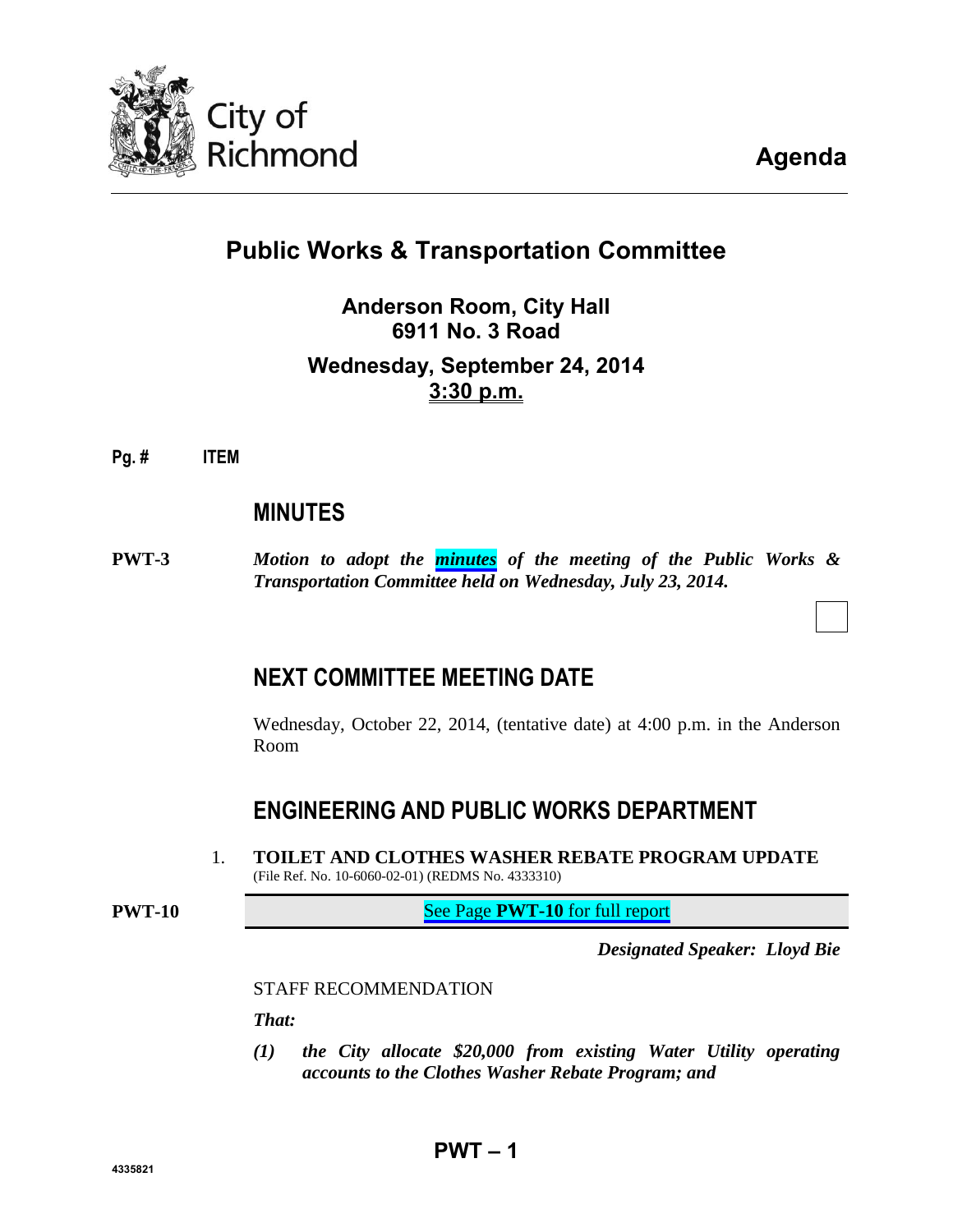City of Richmond

# Agenda

## Public Works & Transportation Committee

### Anderson Room, City Hall
### 6911 No. 3 Road

### Wednesday, September 24, 2014
### 3:30 p.m.

**Pg. #** **ITEM**

## MINUTES

**PWT-3** ***Motion to adopt the minutes of the meeting of the Public Works & Transportation Committee held on Wednesday, July 23, 2014.***

## NEXT COMMITTEE MEETING DATE

Wednesday, October 22, 2014, (tentative date) at 4:00 p.m. in the Anderson Room

## ENGINEERING AND PUBLIC WORKS DEPARTMENT

1. **TOILET AND CLOTHES WASHER REBATE PROGRAM UPDATE**
(File Ref. No. 10-6060-02-01) (REDMS No. 4333310)

**PWT-10** See Page **PWT-10** for full report

*Designated Speaker: Lloyd Bie*

STAFF RECOMMENDATION

***That:***

***(1) the City allocate $20,000 from existing Water Utility operating accounts to the Clothes Washer Rebate Program; and***

4335821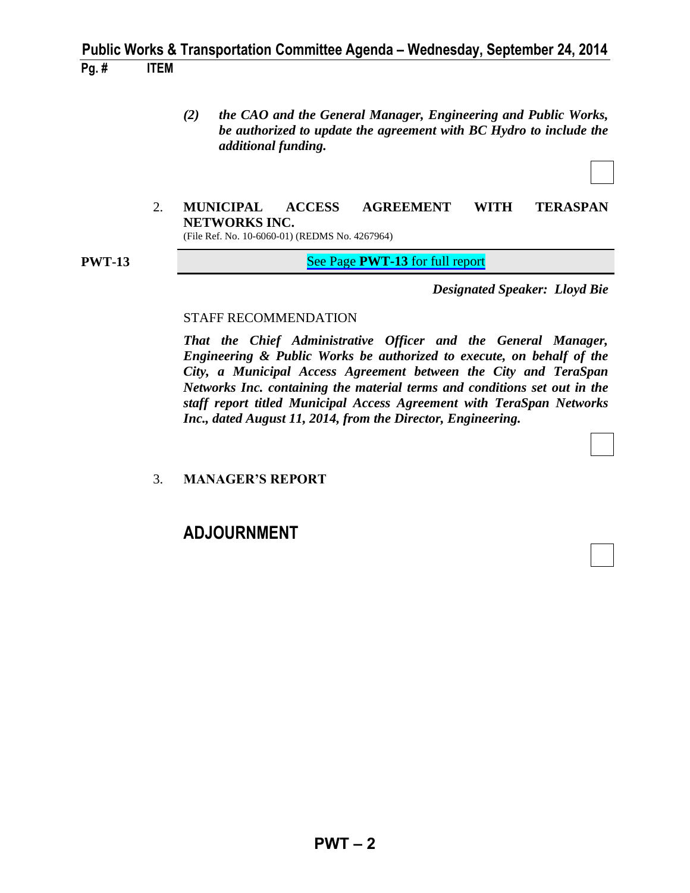*(2) the CAO and the General Manager, Engineering and Public Works, be authorized to update the agreement with BC Hydro to include the additional funding.*

2. **MUNICIPAL ACCESS AGREEMENT WITH TERASPAN NETWORKS INC.**
(File Ref. No. 10-6060-01) (REDMS No. 4267964)

**PWT-13** See Page **PWT-13** for full report

***Designated Speaker: Lloyd Bie***

STAFF RECOMMENDATION

***That the Chief Administrative Officer and the General Manager, Engineering & Public Works be authorized to execute, on behalf of the City, a Municipal Access Agreement between the City and TeraSpan Networks Inc. containing the material terms and conditions set out in the staff report titled Municipal Access Agreement with TeraSpan Networks Inc., dated August 11, 2014, from the Director, Engineering.***

3. **MANAGER'S REPORT**

## ADJOURNMENT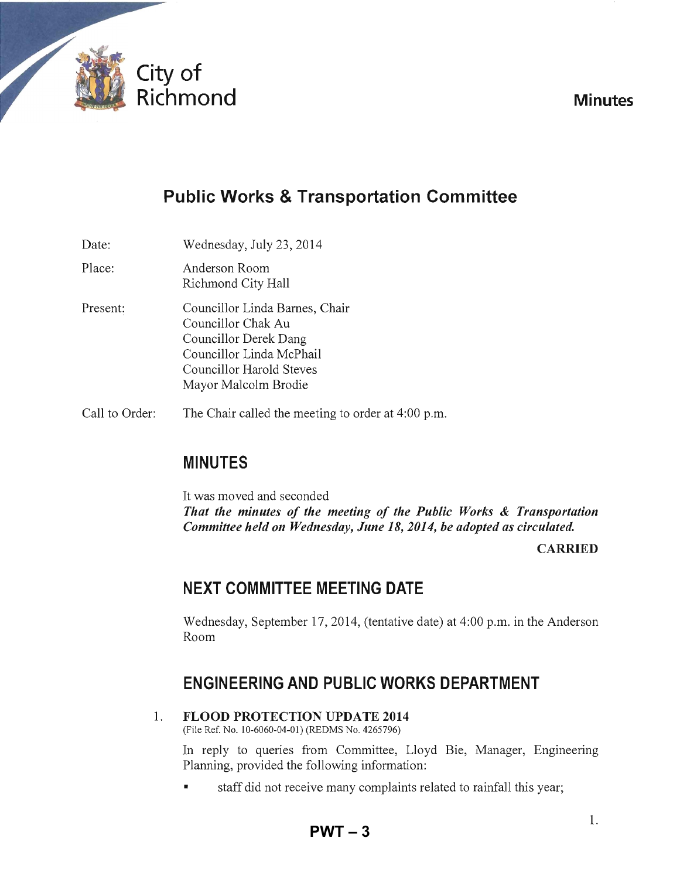City of Richmond

# Minutes

## Public Works & Transportation Committee

Date: Wednesday, July 23, 2014

Place: Anderson Room
Richmond City Hall

Present: Councillor Linda Barnes, Chair
Councillor Chak Au
Councillor Derek Dang
Councillor Linda McPhail
Councillor Harold Steves
Mayor Malcolm Brodie

Call to Order: The Chair called the meeting to order at 4:00 p.m.

## MINUTES

It was moved and seconded
***That the minutes of the meeting of the Public Works & Transportation Committee held on Wednesday, June 18, 2014, be adopted as circulated.***

**CARRIED**

## NEXT COMMITTEE MEETING DATE

Wednesday, September 17, 2014, (tentative date) at 4:00 p.m. in the Anderson Room

## ENGINEERING AND PUBLIC WORKS DEPARTMENT

### 1. FLOOD PROTECTION UPDATE 2014

(File Ref. No. 10-6060-04-01) (REDMS No. 4265796)

In reply to queries from Committee, Lloyd Bie, Manager, Engineering Planning, provided the following information:

- staff did not receive many complaints related to rainfall this year;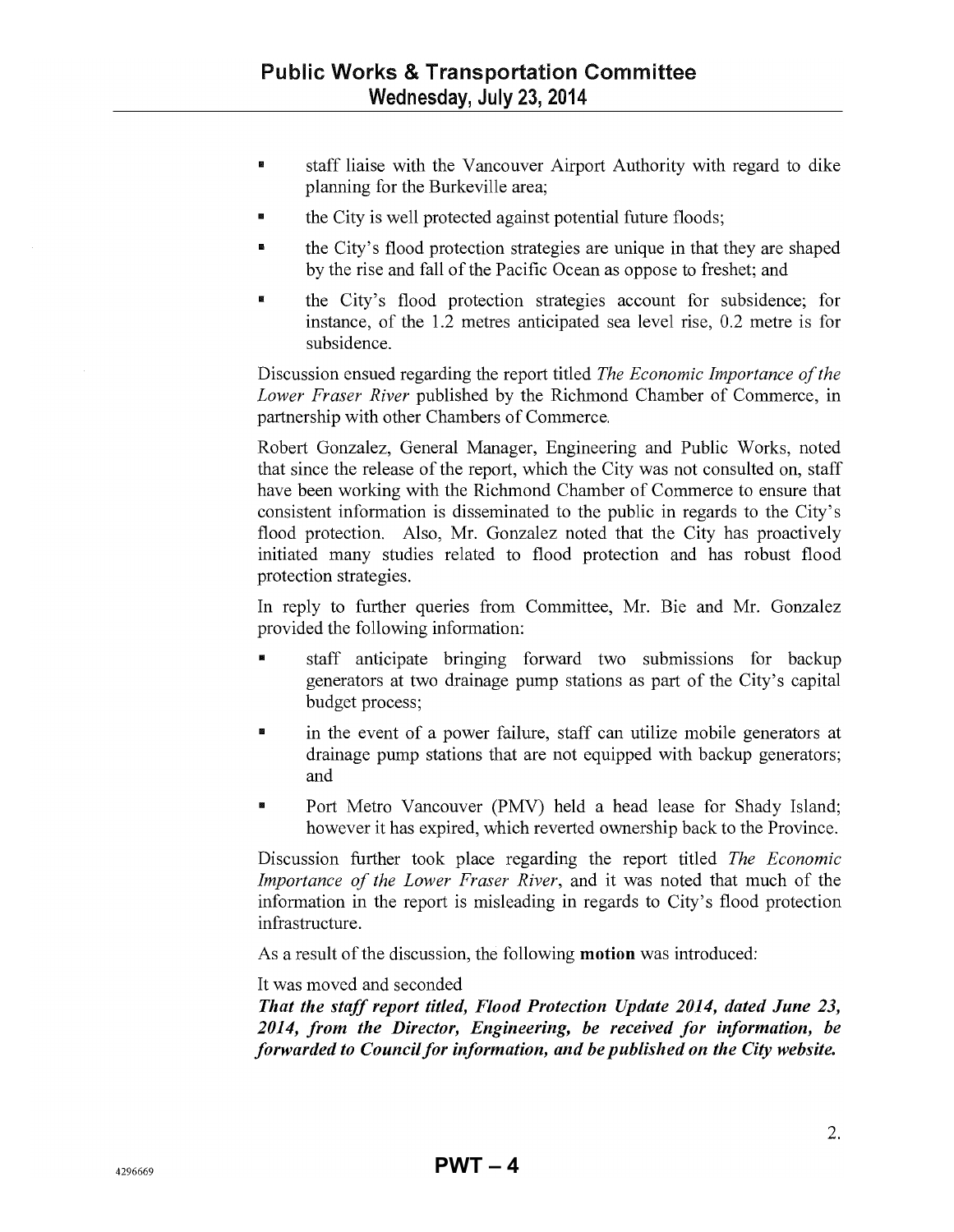- staff liaise with the Vancouver Airport Authority with regard to dike planning for the Burkeville area;
- the City is well protected against potential future floods;
- the City's flood protection strategies are unique in that they are shaped by the rise and fall of the Pacific Ocean as oppose to freshet; and
- the City's flood protection strategies account for subsidence; for instance, of the 1.2 metres anticipated sea level rise, 0.2 metre is for subsidence.

Discussion ensued regarding the report titled *The Economic Importance of the Lower Fraser River* published by the Richmond Chamber of Commerce, in partnership with other Chambers of Commerce.

Robert Gonzalez, General Manager, Engineering and Public Works, noted that since the release of the report, which the City was not consulted on, staff have been working with the Richmond Chamber of Commerce to ensure that consistent information is disseminated to the public in regards to the City's flood protection. Also, Mr. Gonzalez noted that the City has proactively initiated many studies related to flood protection and has robust flood protection strategies.

In reply to further queries from Committee, Mr. Bie and Mr. Gonzalez provided the following information:

- staff anticipate bringing forward two submissions for backup generators at two drainage pump stations as part of the City's capital budget process;
- in the event of a power failure, staff can utilize mobile generators at drainage pump stations that are not equipped with backup generators; and
- Port Metro Vancouver (PMV) held a head lease for Shady Island; however it has expired, which reverted ownership back to the Province.

Discussion further took place regarding the report titled *The Economic Importance of the Lower Fraser River*, and it was noted that much of the information in the report is misleading in regards to City's flood protection infrastructure.

As a result of the discussion, the following **motion** was introduced:

It was moved and seconded
***That the staff report titled, Flood Protection Update 2014, dated June 23, 2014, from the Director, Engineering, be received for information, be forwarded to Council for information, and be published on the City website.***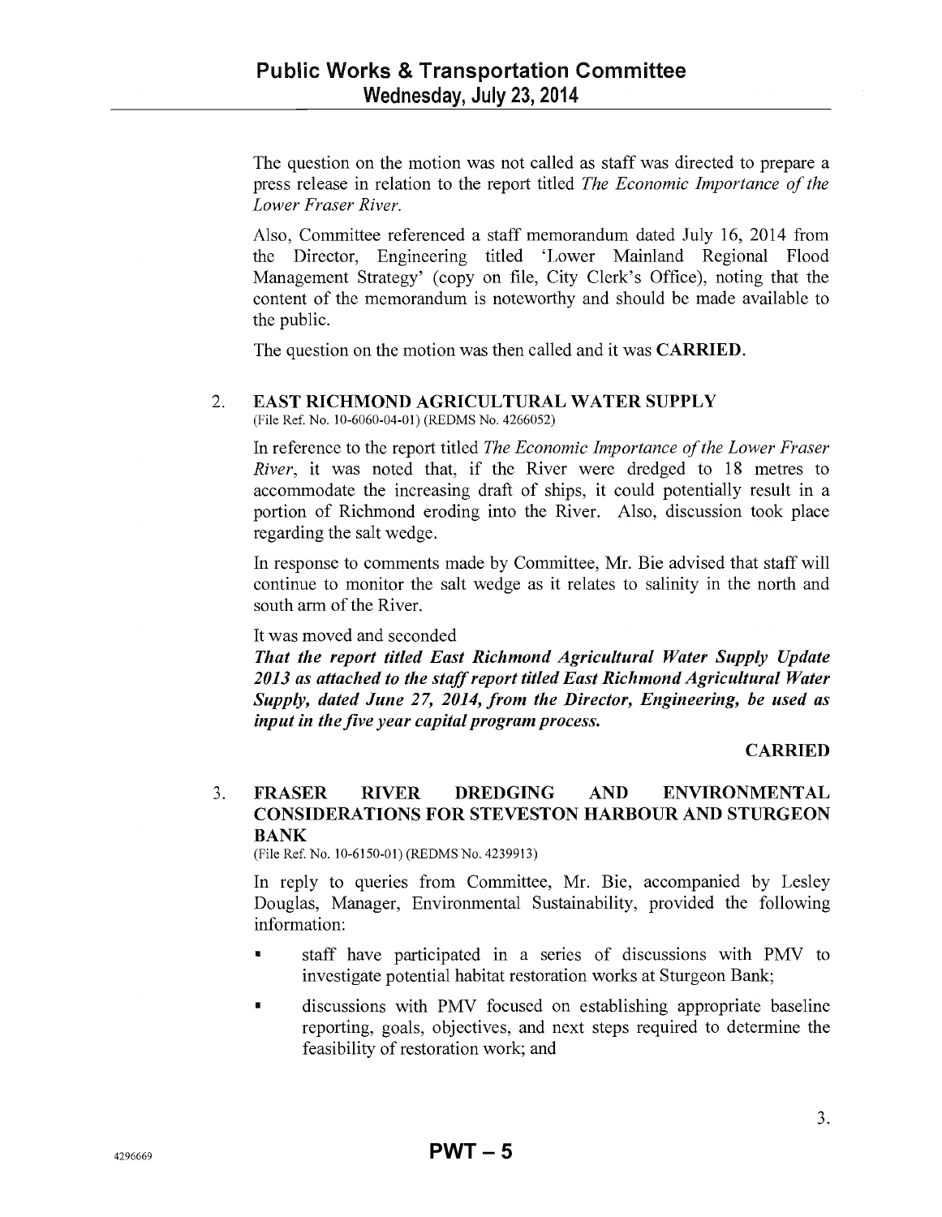The question on the motion was not called as staff was directed to prepare a press release in relation to the report titled *The Economic Importance of the Lower Fraser River.*

Also, Committee referenced a staff memorandum dated July 16, 2014 from the Director, Engineering titled 'Lower Mainland Regional Flood Management Strategy' (copy on file, City Clerk's Office), noting that the content of the memorandum is noteworthy and should be made available to the public.

The question on the motion was then called and it was **CARRIED**.

2. **EAST RICHMOND AGRICULTURAL WATER SUPPLY**
(File Ref. No. 10-6060-04-01) (REDMS No. 4266052)

In reference to the report titled *The Economic Importance of the Lower Fraser River*, it was noted that, if the River were dredged to 18 metres to accommodate the increasing draft of ships, it could potentially result in a portion of Richmond eroding into the River. Also, discussion took place regarding the salt wedge.

In response to comments made by Committee, Mr. Bie advised that staff will continue to monitor the salt wedge as it relates to salinity in the north and south arm of the River.

It was moved and seconded
***That the report titled East Richmond Agricultural Water Supply Update 2013 as attached to the staff report titled East Richmond Agricultural Water Supply, dated June 27, 2014, from the Director, Engineering, be used as input in the five year capital program process.***

**CARRIED**

3. **FRASER RIVER DREDGING AND ENVIRONMENTAL CONSIDERATIONS FOR STEVESTON HARBOUR AND STURGEON BANK**
(File Ref. No. 10-6150-01) (REDMS No. 4239913)

In reply to queries from Committee, Mr. Bie, accompanied by Lesley Douglas, Manager, Environmental Sustainability, provided the following information:

- staff have participated in a series of discussions with PMV to investigate potential habitat restoration works at Sturgeon Bank;
- discussions with PMV focused on establishing appropriate baseline reporting, goals, objectives, and next steps required to determine the feasibility of restoration work; and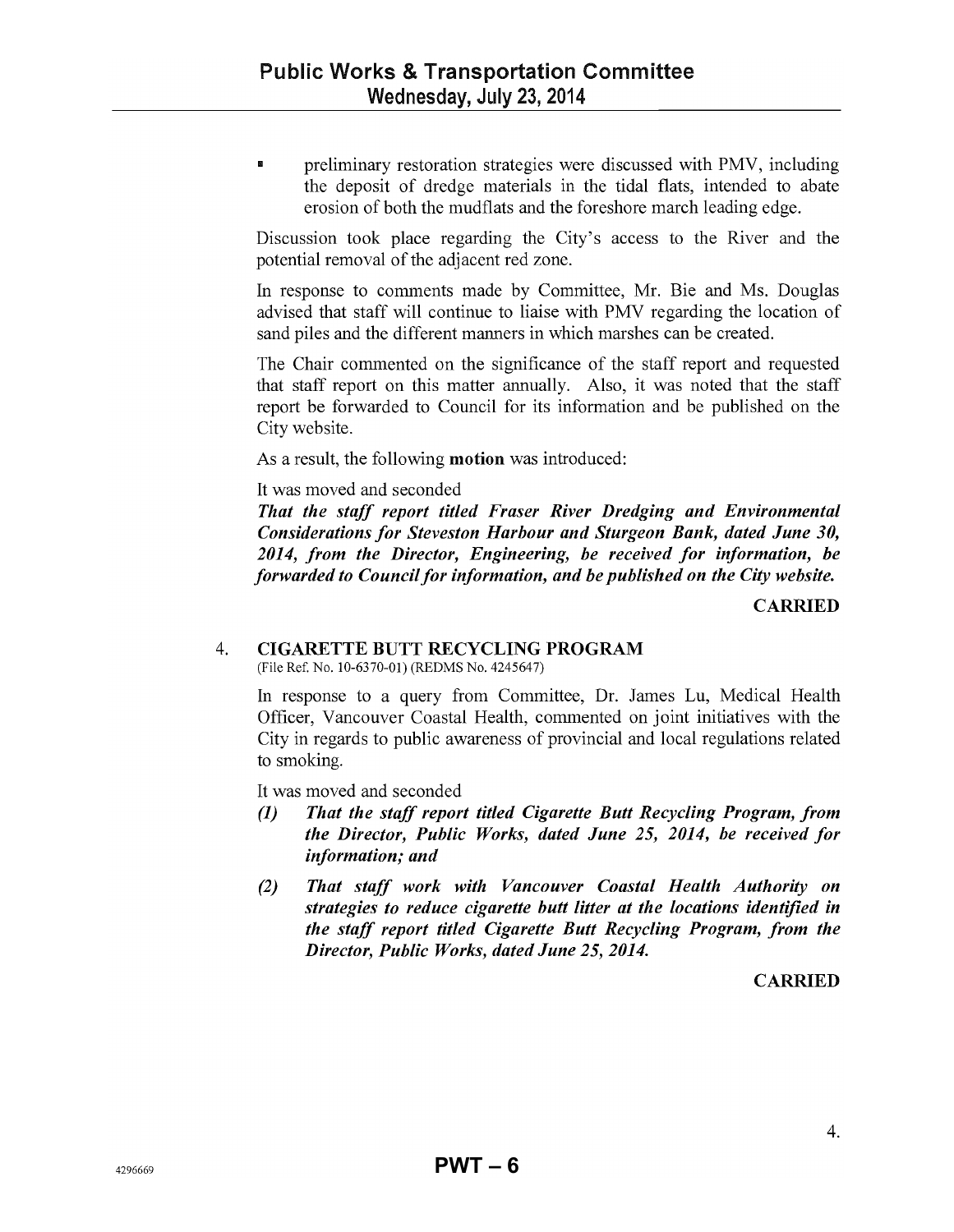- preliminary restoration strategies were discussed with PMV, including the deposit of dredge materials in the tidal flats, intended to abate erosion of both the mudflats and the foreshore march leading edge.

Discussion took place regarding the City's access to the River and the potential removal of the adjacent red zone.

In response to comments made by Committee, Mr. Bie and Ms. Douglas advised that staff will continue to liaise with PMV regarding the location of sand piles and the different manners in which marshes can be created.

The Chair commented on the significance of the staff report and requested that staff report on this matter annually. Also, it was noted that the staff report be forwarded to Council for its information and be published on the City website.

As a result, the following **motion** was introduced:

It was moved and seconded
***That the staff report titled Fraser River Dredging and Environmental Considerations for Steveston Harbour and Sturgeon Bank, dated June 30, 2014, from the Director, Engineering, be received for information, be forwarded to Council for information, and be published on the City website.***

**CARRIED**

4. **CIGARETTE BUTT RECYCLING PROGRAM**
(File Ref. No. 10-6370-01) (REDMS No. 4245647)

In response to a query from Committee, Dr. James Lu, Medical Health Officer, Vancouver Coastal Health, commented on joint initiatives with the City in regards to public awareness of provincial and local regulations related to smoking.

It was moved and seconded

***(1) That the staff report titled Cigarette Butt Recycling Program, from the Director, Public Works, dated June 25, 2014, be received for information; and***

***(2) That staff work with Vancouver Coastal Health Authority on strategies to reduce cigarette butt litter at the locations identified in the staff report titled Cigarette Butt Recycling Program, from the Director, Public Works, dated June 25, 2014.***

**CARRIED**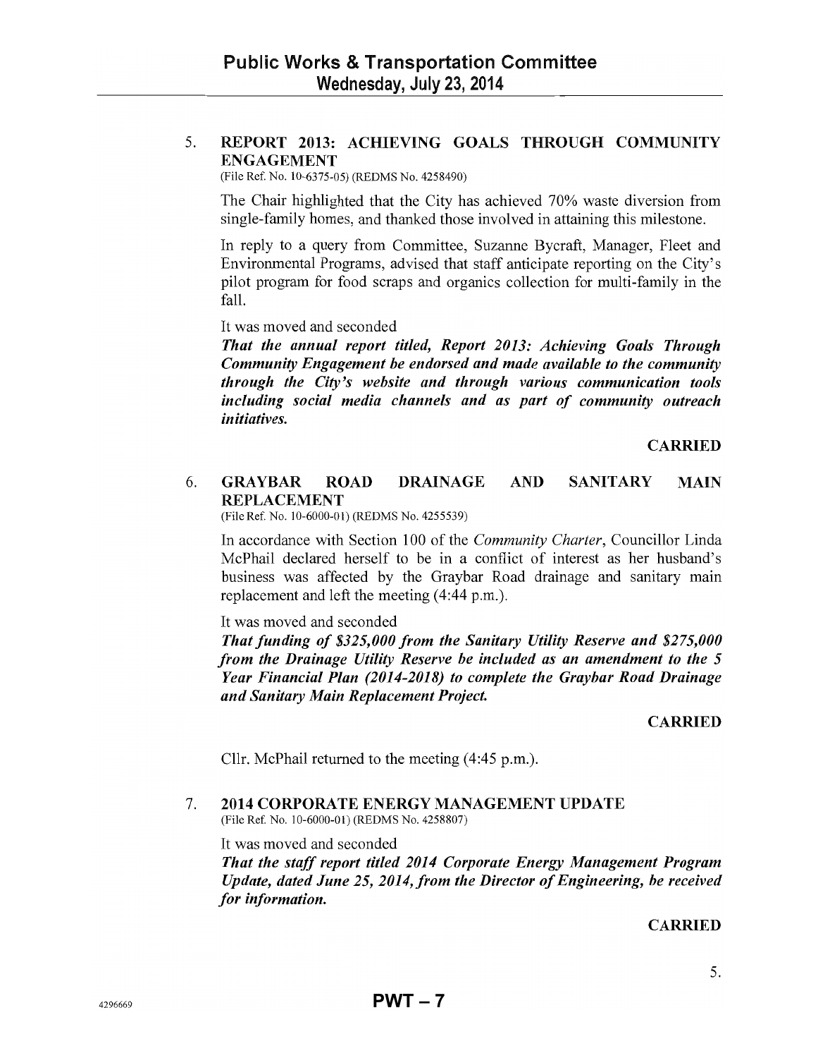5. **REPORT 2013: ACHIEVING GOALS THROUGH COMMUNITY ENGAGEMENT**
(File Ref. No. 10-6375-05) (REDMS No. 4258490)

The Chair highlighted that the City has achieved 70% waste diversion from single-family homes, and thanked those involved in attaining this milestone.

In reply to a query from Committee, Suzanne Bycraft, Manager, Fleet and Environmental Programs, advised that staff anticipate reporting on the City's pilot program for food scraps and organics collection for multi-family in the fall.

It was moved and seconded
***That the annual report titled, Report 2013: Achieving Goals Through Community Engagement be endorsed and made available to the community through the City's website and through various communication tools including social media channels and as part of community outreach initiatives.***

**CARRIED**

6. **GRAYBAR ROAD DRAINAGE AND SANITARY MAIN REPLACEMENT**
(File Ref. No. 10-6000-01) (REDMS No. 4255539)

In accordance with Section 100 of the *Community Charter*, Councillor Linda McPhail declared herself to be in a conflict of interest as her husband's business was affected by the Graybar Road drainage and sanitary main replacement and left the meeting (4:44 p.m.).

It was moved and seconded
***That funding of $325,000 from the Sanitary Utility Reserve and $275,000 from the Drainage Utility Reserve be included as an amendment to the 5 Year Financial Plan (2014-2018) to complete the Graybar Road Drainage and Sanitary Main Replacement Project.***

**CARRIED**

Cllr. McPhail returned to the meeting (4:45 p.m.).

7. **2014 CORPORATE ENERGY MANAGEMENT UPDATE**
(File Ref. No. 10-6000-01) (REDMS No. 4258807)

It was moved and seconded
***That the staff report titled 2014 Corporate Energy Management Program Update, dated June 25, 2014, from the Director of Engineering, be received for information.***

**CARRIED**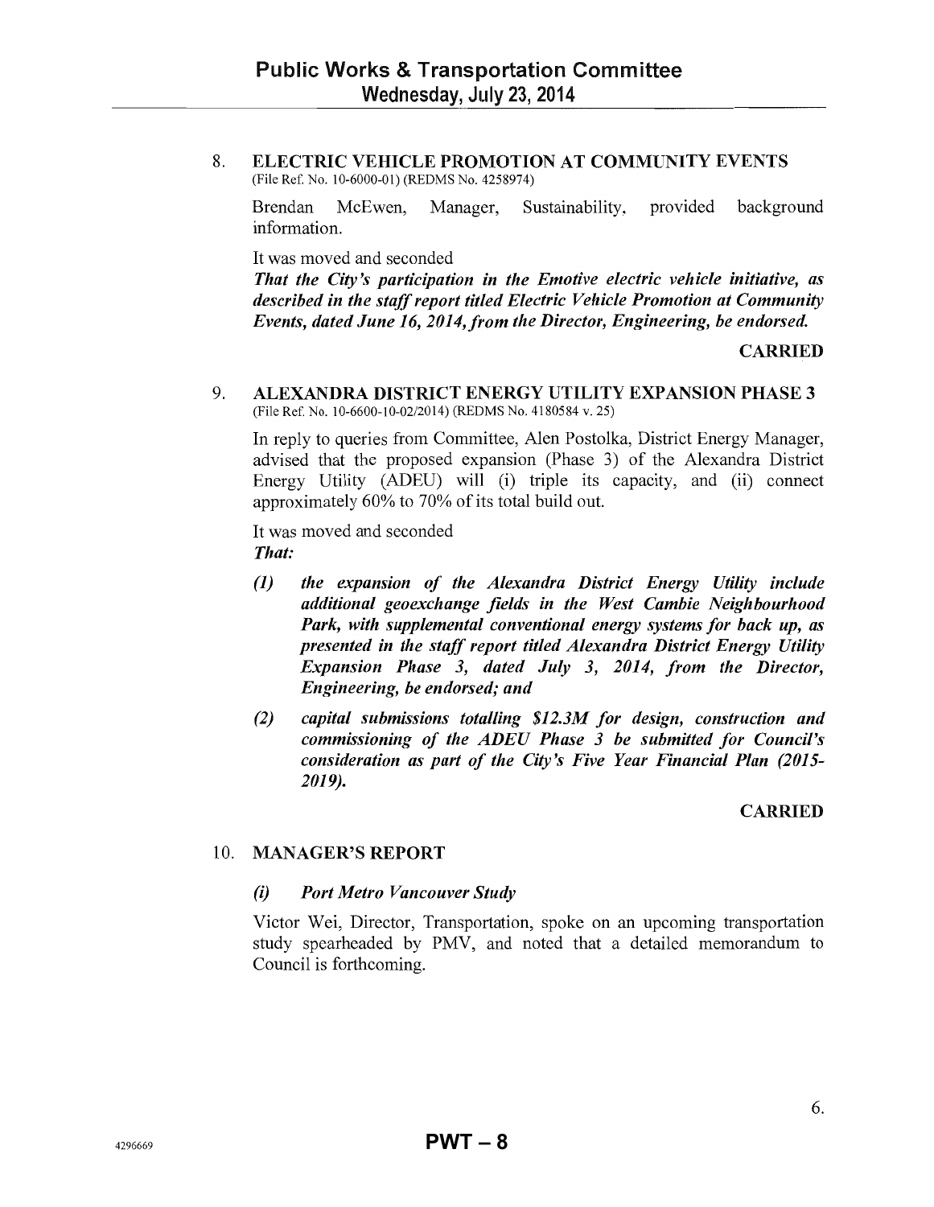8. **ELECTRIC VEHICLE PROMOTION AT COMMUNITY EVENTS**
(File Ref. No. 10-6000-01) (REDMS No. 4258974)

Brendan McEwen, Manager, Sustainability, provided background information.

It was moved and seconded
***That the City's participation in the Emotive electric vehicle initiative, as described in the staff report titled Electric Vehicle Promotion at Community Events, dated June 16, 2014, from the Director, Engineering, be endorsed.***

**CARRIED**

9. **ALEXANDRA DISTRICT ENERGY UTILITY EXPANSION PHASE 3**
(File Ref. No. 10-6600-10-02/2014) (REDMS No. 4180584 v. 25)

In reply to queries from Committee, Alen Postolka, District Energy Manager, advised that the proposed expansion (Phase 3) of the Alexandra District Energy Utility (ADEU) will (i) triple its capacity, and (ii) connect approximately 60% to 70% of its total build out.

It was moved and seconded
***That:***

*(1)* ***the expansion of the Alexandra District Energy Utility include additional geoexchange fields in the West Cambie Neighbourhood Park, with supplemental conventional energy systems for back up, as presented in the staff report titled Alexandra District Energy Utility Expansion Phase 3, dated July 3, 2014, from the Director, Engineering, be endorsed; and***

*(2)* ***capital submissions totalling $12.3M for design, construction and commissioning of the ADEU Phase 3 be submitted for Council's consideration as part of the City's Five Year Financial Plan (2015-2019).***

**CARRIED**

10. **MANAGER'S REPORT**

***(i) Port Metro Vancouver Study***

Victor Wei, Director, Transportation, spoke on an upcoming transportation study spearheaded by PMV, and noted that a detailed memorandum to Council is forthcoming.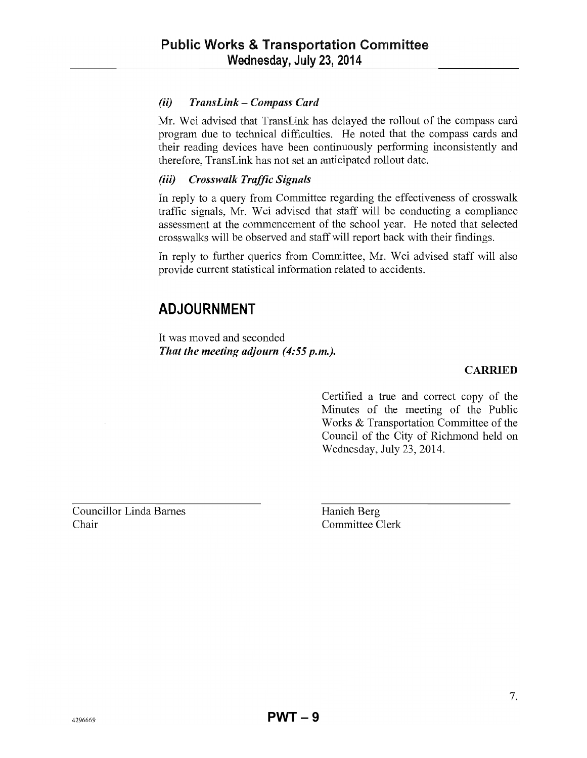### *(ii) TransLink – Compass Card*

Mr. Wei advised that TransLink has delayed the rollout of the compass card program due to technical difficulties. He noted that the compass cards and their reading devices have been continuously performing inconsistently and therefore, TransLink has not set an anticipated rollout date.

### *(iii) Crosswalk Traffic Signals*

In reply to a query from Committee regarding the effectiveness of crosswalk traffic signals, Mr. Wei advised that staff will be conducting a compliance assessment at the commencement of the school year. He noted that selected crosswalks will be observed and staff will report back with their findings.

In reply to further queries from Committee, Mr. Wei advised staff will also provide current statistical information related to accidents.

## ADJOURNMENT

It was moved and seconded
***That the meeting adjourn (4:55 p.m.).***

**CARRIED**

Certified a true and correct copy of the Minutes of the meeting of the Public Works & Transportation Committee of the Council of the City of Richmond held on Wednesday, July 23, 2014.

Councillor Linda Barnes
Chair

Hanieh Berg
Committee Clerk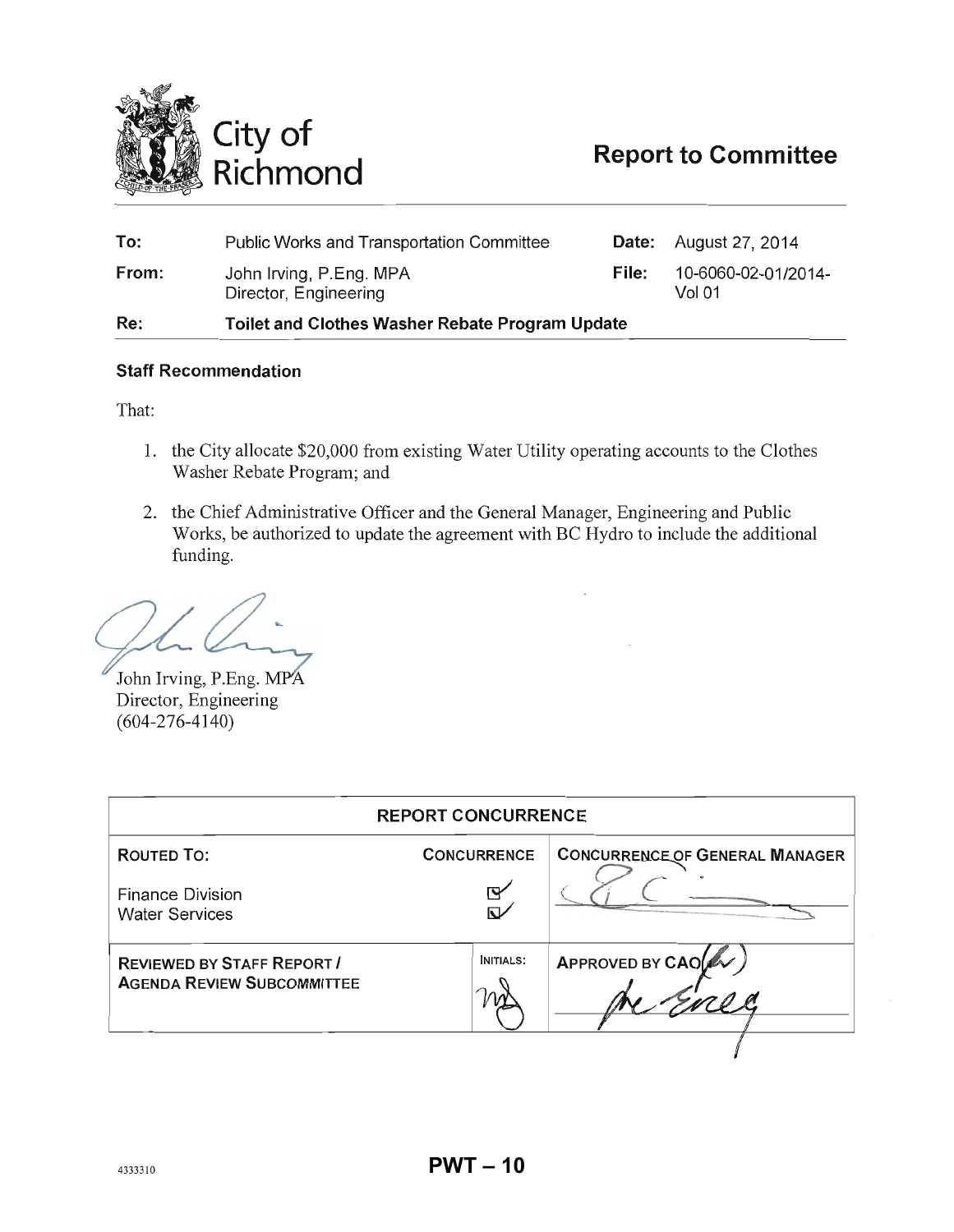# City of Richmond

## Report to Committee

| | | | |
|---|---|---|---|
| **To:** | Public Works and Transportation Committee | **Date:** | August 27, 2014 |
| **From:** | John Irving, P.Eng. MPA<br>Director, Engineering | **File:** | 10-6060-02-01/2014-Vol 01 |
| **Re:** | **Toilet and Clothes Washer Rebate Program Update** | | |

### Staff Recommendation

That:

1. the City allocate $20,000 from existing Water Utility operating accounts to the Clothes Washer Rebate Program; and
2. the Chief Administrative Officer and the General Manager, Engineering and Public Works, be authorized to update the agreement with BC Hydro to include the additional funding.

John Irving, P.Eng. MPA
Director, Engineering
(604-276-4140)

| REPORT CONCURRENCE | | |
|---|---|---|
| **ROUTED TO:** | **CONCURRENCE** | **CONCURRENCE OF GENERAL MANAGER** |
| Finance Division | ☑ | |
| Water Services | ☑ | |
| **REVIEWED BY STAFF REPORT / AGENDA REVIEW SUBCOMMITTEE** | **INITIALS:** | **APPROVED BY CAO** |

4333310

**PWT – 10**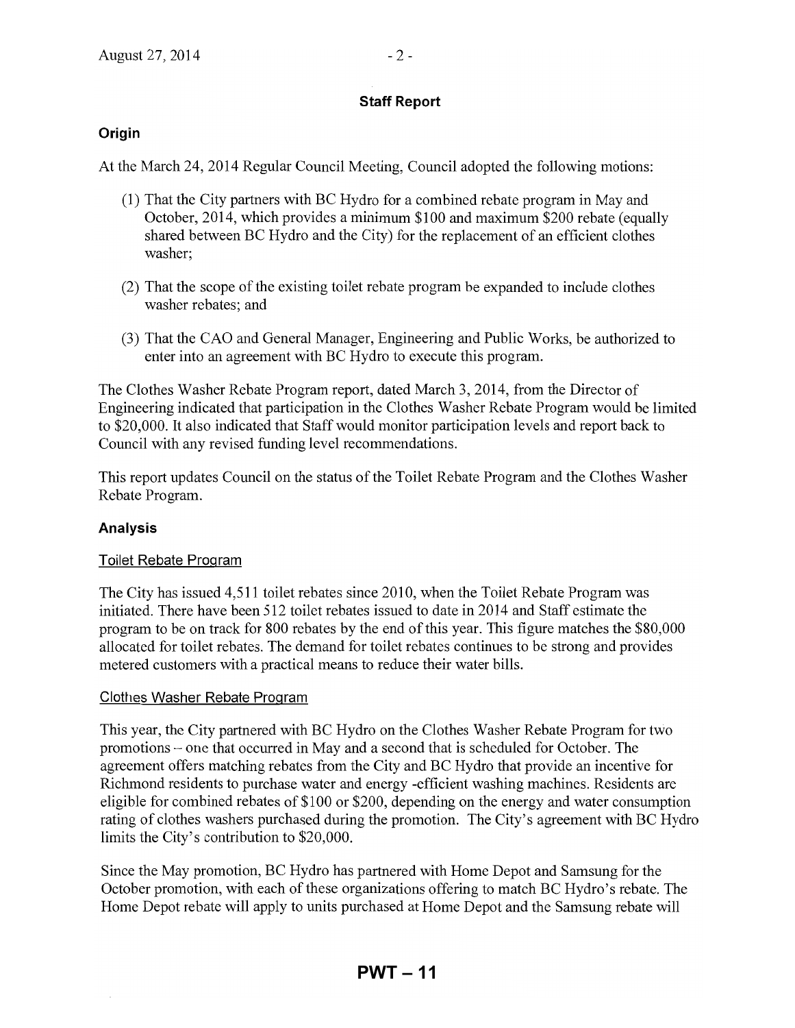### Staff Report

## Origin

At the March 24, 2014 Regular Council Meeting, Council adopted the following motions:

(1) That the City partners with BC Hydro for a combined rebate program in May and October, 2014, which provides a minimum $100 and maximum $200 rebate (equally shared between BC Hydro and the City) for the replacement of an efficient clothes washer;

(2) That the scope of the existing toilet rebate program be expanded to include clothes washer rebates; and

(3) That the CAO and General Manager, Engineering and Public Works, be authorized to enter into an agreement with BC Hydro to execute this program.

The Clothes Washer Rebate Program report, dated March 3, 2014, from the Director of Engineering indicated that participation in the Clothes Washer Rebate Program would be limited to $20,000. It also indicated that Staff would monitor participation levels and report back to Council with any revised funding level recommendations.

This report updates Council on the status of the Toilet Rebate Program and the Clothes Washer Rebate Program.

## Analysis

### Toilet Rebate Program

The City has issued 4,511 toilet rebates since 2010, when the Toilet Rebate Program was initiated. There have been 512 toilet rebates issued to date in 2014 and Staff estimate the program to be on track for 800 rebates by the end of this year. This figure matches the $80,000 allocated for toilet rebates. The demand for toilet rebates continues to be strong and provides metered customers with a practical means to reduce their water bills.

### Clothes Washer Rebate Program

This year, the City partnered with BC Hydro on the Clothes Washer Rebate Program for two promotions – one that occurred in May and a second that is scheduled for October. The agreement offers matching rebates from the City and BC Hydro that provide an incentive for Richmond residents to purchase water and energy -efficient washing machines. Residents are eligible for combined rebates of $100 or $200, depending on the energy and water consumption rating of clothes washers purchased during the promotion. The City's agreement with BC Hydro limits the City's contribution to $20,000.

Since the May promotion, BC Hydro has partnered with Home Depot and Samsung for the October promotion, with each of these organizations offering to match BC Hydro's rebate. The Home Depot rebate will apply to units purchased at Home Depot and the Samsung rebate will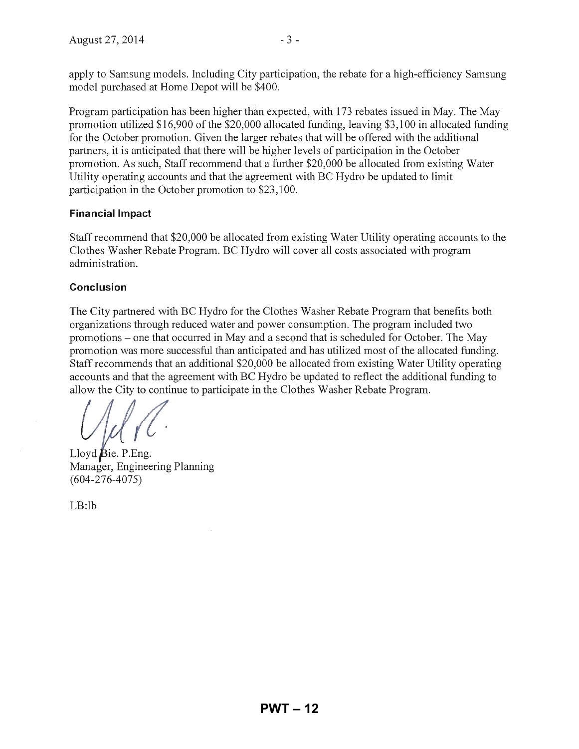apply to Samsung models. Including City participation, the rebate for a high-efficiency Samsung model purchased at Home Depot will be $400.

Program participation has been higher than expected, with 173 rebates issued in May. The May promotion utilized $16,900 of the $20,000 allocated funding, leaving $3,100 in allocated funding for the October promotion. Given the larger rebates that will be offered with the additional partners, it is anticipated that there will be higher levels of participation in the October promotion. As such, Staff recommend that a further $20,000 be allocated from existing Water Utility operating accounts and that the agreement with BC Hydro be updated to limit participation in the October promotion to $23,100.

### Financial Impact

Staff recommend that $20,000 be allocated from existing Water Utility operating accounts to the Clothes Washer Rebate Program. BC Hydro will cover all costs associated with program administration.

### Conclusion

The City partnered with BC Hydro for the Clothes Washer Rebate Program that benefits both organizations through reduced water and power consumption. The program included two promotions – one that occurred in May and a second that is scheduled for October. The May promotion was more successful than anticipated and has utilized most of the allocated funding. Staff recommends that an additional $20,000 be allocated from existing Water Utility operating accounts and that the agreement with BC Hydro be updated to reflect the additional funding to allow the City to continue to participate in the Clothes Washer Rebate Program.

Lloyd Bie. P.Eng.
Manager, Engineering Planning
(604-276-4075)

LB:lb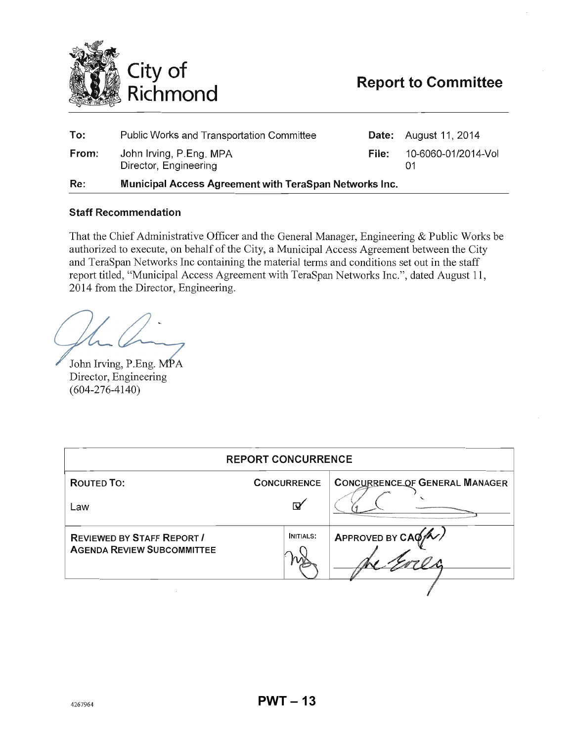City of Richmond

# Report to Committee

| | | | |
|---|---|---|---|
| **To:** | Public Works and Transportation Committee | **Date:** | August 11, 2014 |
| **From:** | John Irving, P.Eng. MPA<br>Director, Engineering | **File:** | 10-6060-01/2014-Vol 01 |
| **Re:** | **Municipal Access Agreement with TeraSpan Networks Inc.** | | |

### Staff Recommendation

That the Chief Administrative Officer and the General Manager, Engineering & Public Works be authorized to execute, on behalf of the City, a Municipal Access Agreement between the City and TeraSpan Networks Inc containing the material terms and conditions set out in the staff report titled, "Municipal Access Agreement with TeraSpan Networks Inc.", dated August 11, 2014 from the Director, Engineering.

John Irving, P.Eng. MPA
Director, Engineering
(604-276-4140)

| REPORT CONCURRENCE | | |
|---|---|---|
| **ROUTED TO:** | **CONCURRENCE** | **CONCURRENCE OF GENERAL MANAGER** |
| Law | ☑ | |
| **REVIEWED BY STAFF REPORT / AGENDA REVIEW SUBCOMMITTEE** | INITIALS: | APPROVED BY CAO |

4267964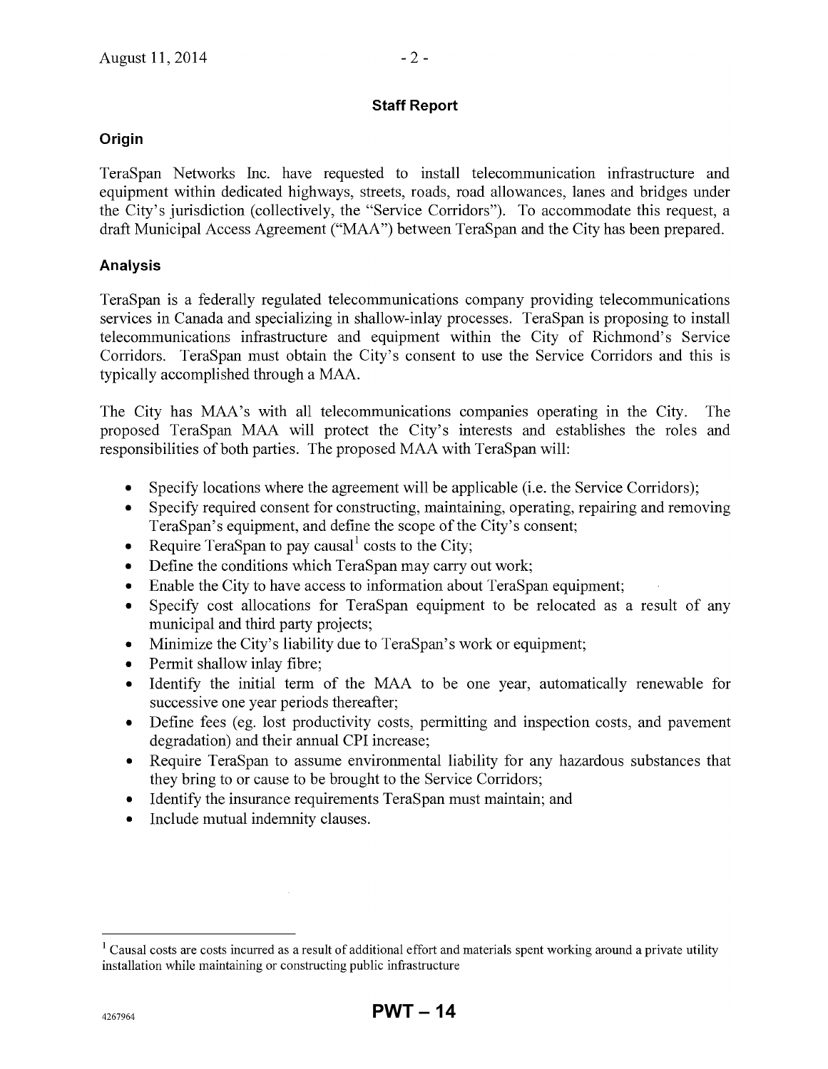## Staff Report

### Origin

TeraSpan Networks Inc. have requested to install telecommunication infrastructure and equipment within dedicated highways, streets, roads, road allowances, lanes and bridges under the City's jurisdiction (collectively, the "Service Corridors"). To accommodate this request, a draft Municipal Access Agreement ("MAA") between TeraSpan and the City has been prepared.

### Analysis

TeraSpan is a federally regulated telecommunications company providing telecommunications services in Canada and specializing in shallow-inlay processes. TeraSpan is proposing to install telecommunications infrastructure and equipment within the City of Richmond's Service Corridors. TeraSpan must obtain the City's consent to use the Service Corridors and this is typically accomplished through a MAA.

The City has MAA's with all telecommunications companies operating in the City. The proposed TeraSpan MAA will protect the City's interests and establishes the roles and responsibilities of both parties. The proposed MAA with TeraSpan will:

- Specify locations where the agreement will be applicable (i.e. the Service Corridors);
- Specify required consent for constructing, maintaining, operating, repairing and removing TeraSpan's equipment, and define the scope of the City's consent;
- Require TeraSpan to pay causal[1] costs to the City;
- Define the conditions which TeraSpan may carry out work;
- Enable the City to have access to information about TeraSpan equipment;
- Specify cost allocations for TeraSpan equipment to be relocated as a result of any municipal and third party projects;
- Minimize the City's liability due to TeraSpan's work or equipment;
- Permit shallow inlay fibre;
- Identify the initial term of the MAA to be one year, automatically renewable for successive one year periods thereafter;
- Define fees (eg. lost productivity costs, permitting and inspection costs, and pavement degradation) and their annual CPI increase;
- Require TeraSpan to assume environmental liability for any hazardous substances that they bring to or cause to be brought to the Service Corridors;
- Identify the insurance requirements TeraSpan must maintain; and
- Include mutual indemnity clauses.

---

[1] Causal costs are costs incurred as a result of additional effort and materials spent working around a private utility installation while maintaining or constructing public infrastructure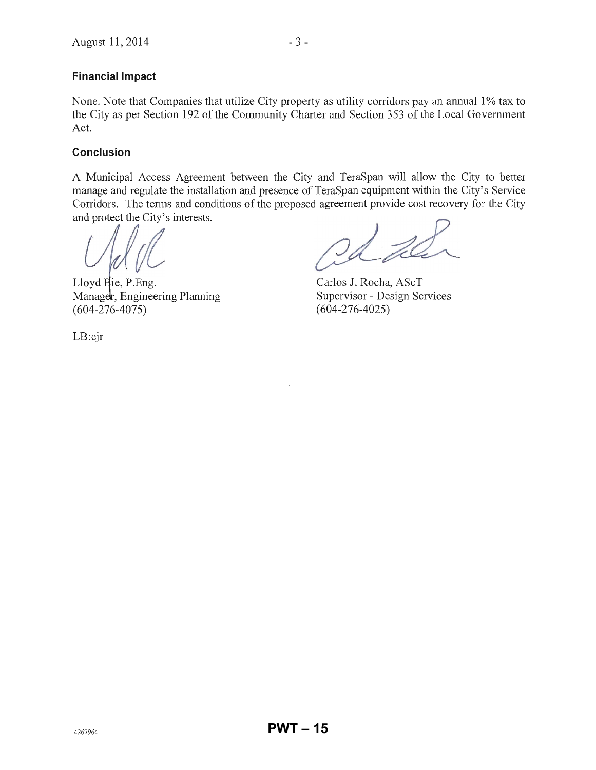### Financial Impact

None. Note that Companies that utilize City property as utility corridors pay an annual 1% tax to the City as per Section 192 of the Community Charter and Section 353 of the Local Government Act.

### Conclusion

A Municipal Access Agreement between the City and TeraSpan will allow the City to better manage and regulate the installation and presence of TeraSpan equipment within the City's Service Corridors. The terms and conditions of the proposed agreement provide cost recovery for the City and protect the City's interests.

Lloyd Bie, P.Eng.
Manager, Engineering Planning
(604-276-4075)

Carlos J. Rocha, AScT
Supervisor - Design Services
(604-276-4025)

LB:cjr